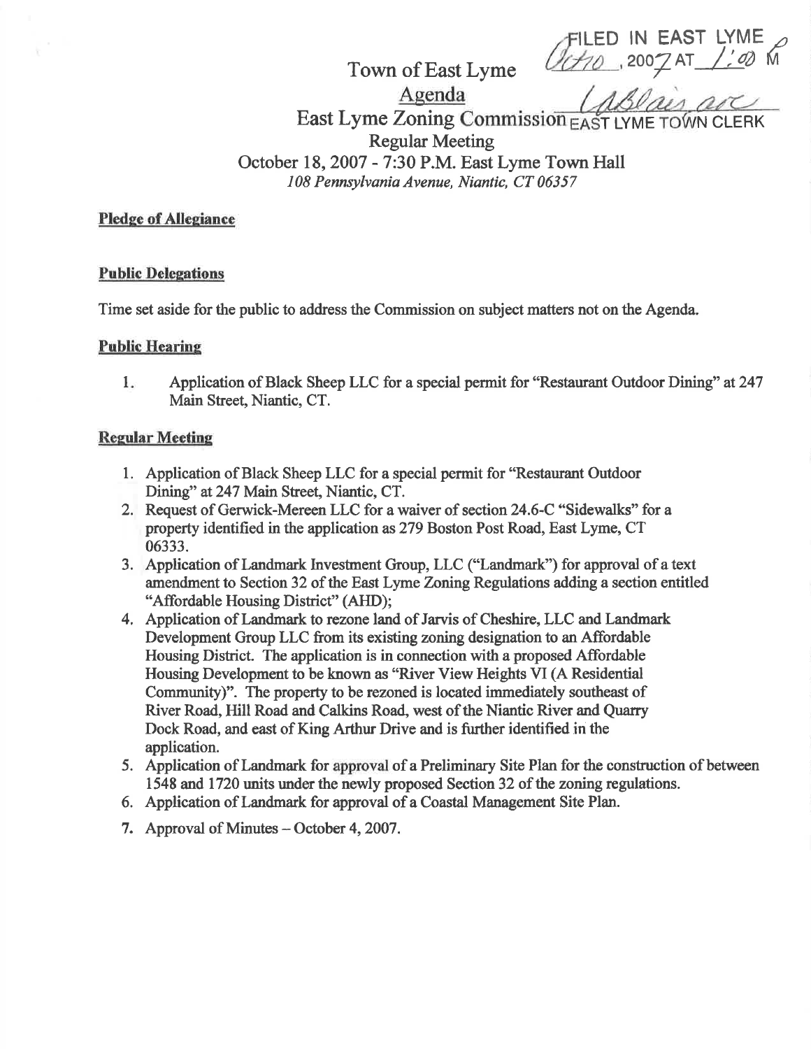FILED IN EAST LYME Oct 10, 2007 AT 1:00 PM

EAST LYME TOWN CLERK

# Town of East Lyme

## Agenda

## East Lyme Zoning Commission

### Regular Meeting

### October 18, 2007 - 7:30 P.M. East Lyme Town Hall

*108 Pennsylvania Avenue, Niantic, CT 06357*

**Pledge of Allegiance**

**Public Delegations**

Time set aside for the public to address the Commission on subject matters not on the Agenda.

**Public Hearing**

1. Application of Black Sheep LLC for a special permit for "Restaurant Outdoor Dining" at 247 Main Street, Niantic, CT.

**Regular Meeting**

1. Application of Black Sheep LLC for a special permit for "Restaurant Outdoor Dining" at 247 Main Street, Niantic, CT.
2. Request of Gerwick-Mereen LLC for a waiver of section 24.6-C "Sidewalks" for a property identified in the application as 279 Boston Post Road, East Lyme, CT 06333.
3. Application of Landmark Investment Group, LLC ("Landmark") for approval of a text amendment to Section 32 of the East Lyme Zoning Regulations adding a section entitled "Affordable Housing District" (AHD);
4. Application of Landmark to rezone land of Jarvis of Cheshire, LLC and Landmark Development Group LLC from its existing zoning designation to an Affordable Housing District. The application is in connection with a proposed Affordable Housing Development to be known as "River View Heights VI (A Residential Community)". The property to be rezoned is located immediately southeast of River Road, Hill Road and Calkins Road, west of the Niantic River and Quarry Dock Road, and east of King Arthur Drive and is further identified in the application.
5. Application of Landmark for approval of a Preliminary Site Plan for the construction of between 1548 and 1720 units under the newly proposed Section 32 of the zoning regulations.
6. Application of Landmark for approval of a Coastal Management Site Plan.
7. Approval of Minutes – October 4, 2007.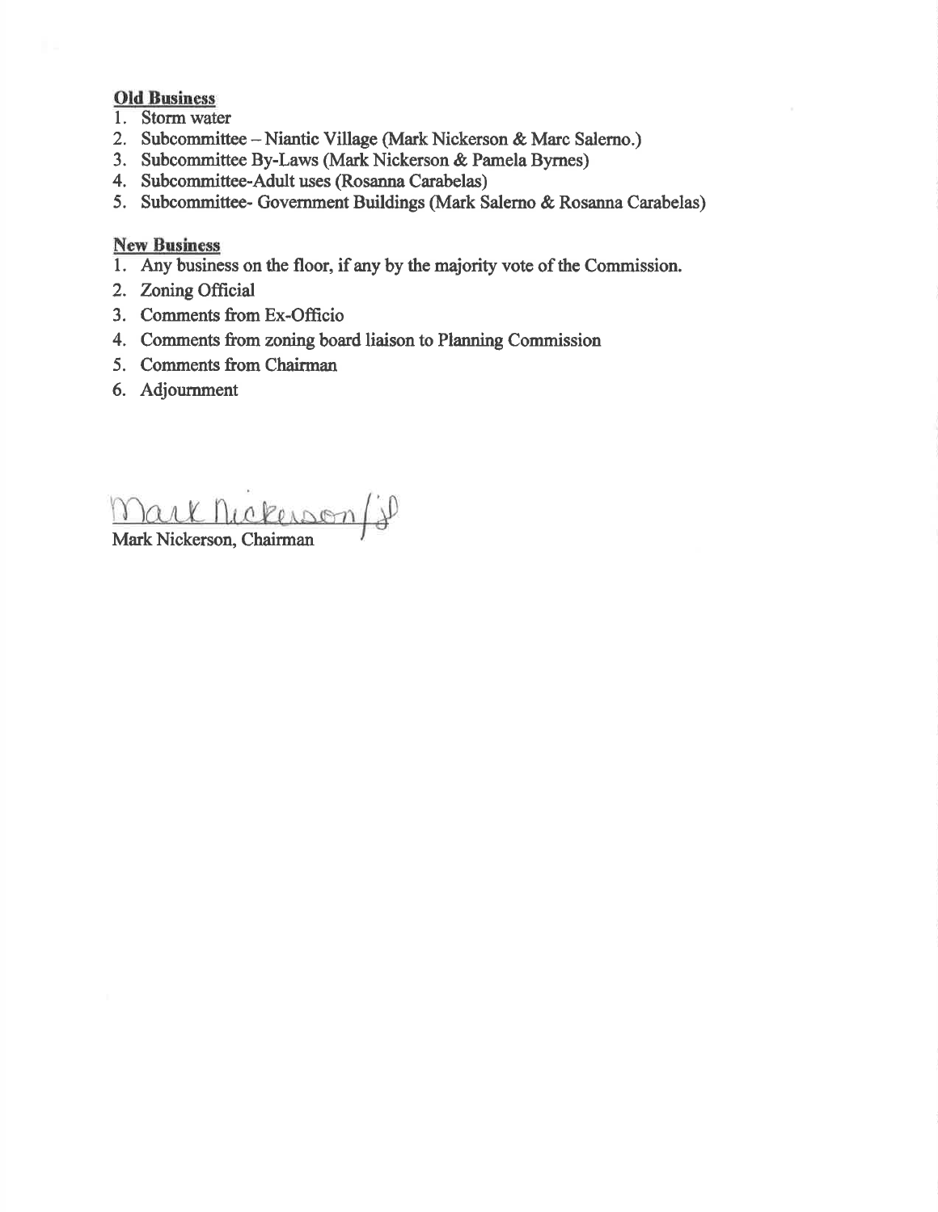**Old Business**

1. Storm water
2. Subcommittee – Niantic Village (Mark Nickerson & Marc Salerno.)
3. Subcommittee By-Laws (Mark Nickerson & Pamela Byrnes)
4. Subcommittee-Adult uses (Rosanna Carabelas)
5. Subcommittee- Government Buildings (Mark Salerno & Rosanna Carabelas)

**New Business**

1. Any business on the floor, if any by the majority vote of the Commission.
2. Zoning Official
3. Comments from Ex-Officio
4. Comments from zoning board liaison to Planning Commission
5. Comments from Chairman
6. Adjournment

Mark Nickerson /jl

Mark Nickerson, Chairman